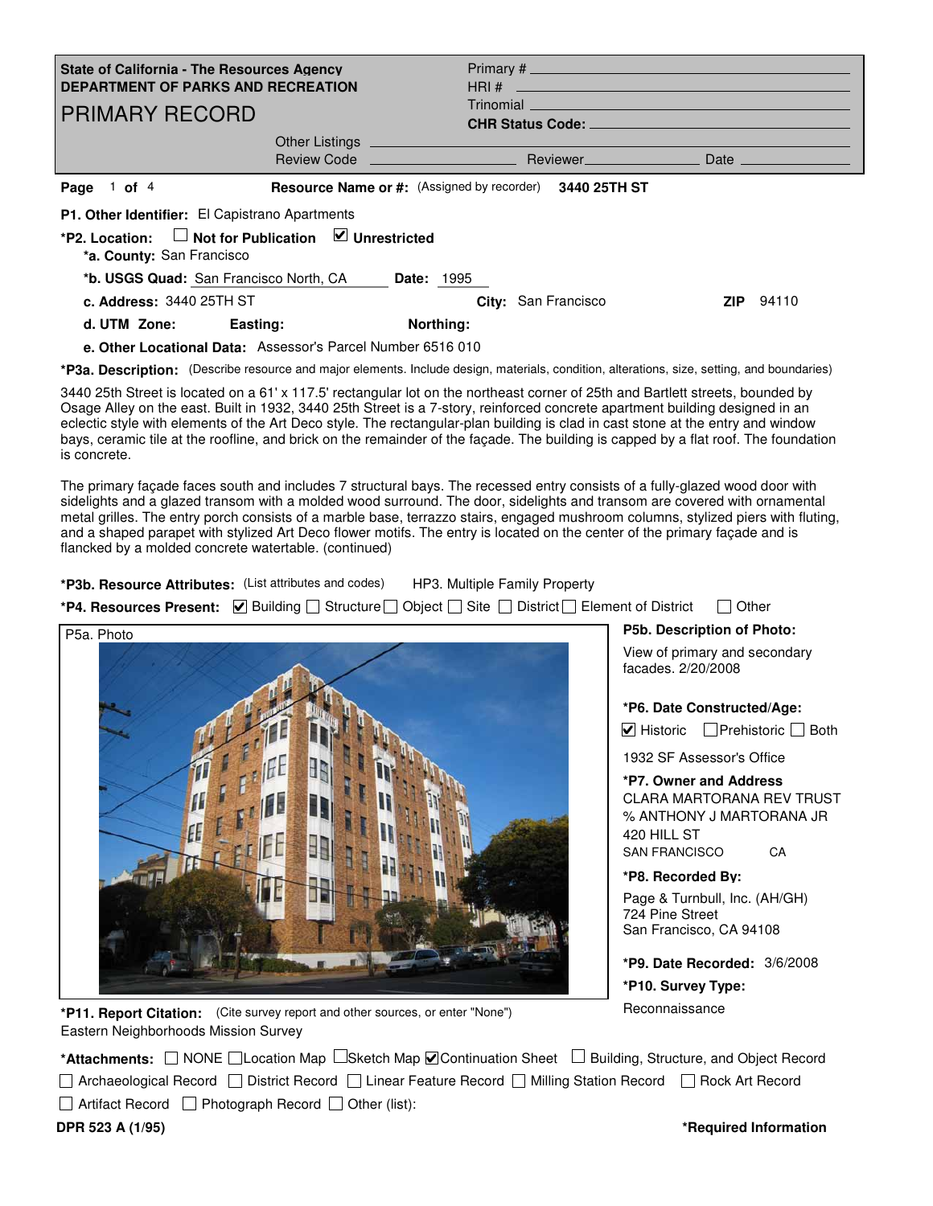**State of California - The Resources Agency**
**DEPARTMENT OF PARKS AND RECREATION**

# PRIMARY RECORD

Primary # 
HRI # 
Trinomial 
**CHR Status Code:** 

Other Listings 
Review Code　　Reviewer　　Date 

**Resource Name or #:** (Assigned by recorder) **3440 25TH ST**

**P1. Other Identifier:** El Capistrano Apartments

***P2. Location:** ☐ **Not for Publication** ☑ **Unrestricted**

**\*a. County:** San Francisco

**\*b. USGS Quad:** San Francisco North, CA **Date:** 1995

**c. Address:** 3440 25TH ST **City:** San Francisco **ZIP** 94110

**d. UTM Zone:** **Easting:** **Northing:**

**e. Other Locational Data:** Assessor's Parcel Number 6516 010

***P3a. Description:** (Describe resource and major elements. Include design, materials, condition, alterations, size, setting, and boundaries)

3440 25th Street is located on a 61' x 117.5' rectangular lot on the northeast corner of 25th and Bartlett streets, bounded by Osage Alley on the east. Built in 1932, 3440 25th Street is a 7-story, reinforced concrete apartment building designed in an eclectic style with elements of the Art Deco style. The rectangular-plan building is clad in cast stone at the entry and window bays, ceramic tile at the roofline, and brick on the remainder of the façade. The building is capped by a flat roof. The foundation is concrete.

The primary façade faces south and includes 7 structural bays. The recessed entry consists of a fully-glazed wood door with sidelights and a glazed transom with a molded wood surround. The door, sidelights and transom are covered with ornamental metal grilles. The entry porch consists of a marble base, terrazzo stairs, engaged mushroom columns, stylized piers with fluting, and a shaped parapet with stylized Art Deco flower motifs. The entry is located on the center of the primary façade and is flancked by a molded concrete watertable. (continued)

***P3b. Resource Attributes:** (List attributes and codes) HP3. Multiple Family Property

***P4. Resources Present:** ☑ Building ☐ Structure ☐ Object ☐ Site ☐ District ☐ Element of District ☐ Other

P5a. Photo

**P5b. Description of Photo:**
View of primary and secondary facades. 2/20/2008

***P6. Date Constructed/Age:**
☑ Historic ☐ Prehistoric ☐ Both
1932 SF Assessor's Office

***P7. Owner and Address**
CLARA MARTORANA REV TRUST
% ANTHONY J MARTORANA JR
420 HILL ST
SAN FRANCISCO CA

***P8. Recorded By:**
Page & Turnbull, Inc. (AH/GH)
724 Pine Street
San Francisco, CA 94108

***P9. Date Recorded:** 3/6/2008

***P10. Survey Type:**
Reconnaissance

***P11. Report Citation:** (Cite survey report and other sources, or enter "None")
Eastern Neighborhoods Mission Survey

***Attachments:** ☐ NONE ☐ Location Map ☐ Sketch Map ☑ Continuation Sheet ☐ Building, Structure, and Object Record ☐ Archaeological Record ☐ District Record ☐ Linear Feature Record ☐ Milling Station Record ☐ Rock Art Record ☐ Artifact Record ☐ Photograph Record ☐ Other (list):

DPR 523 A (1/95) ***Required Information**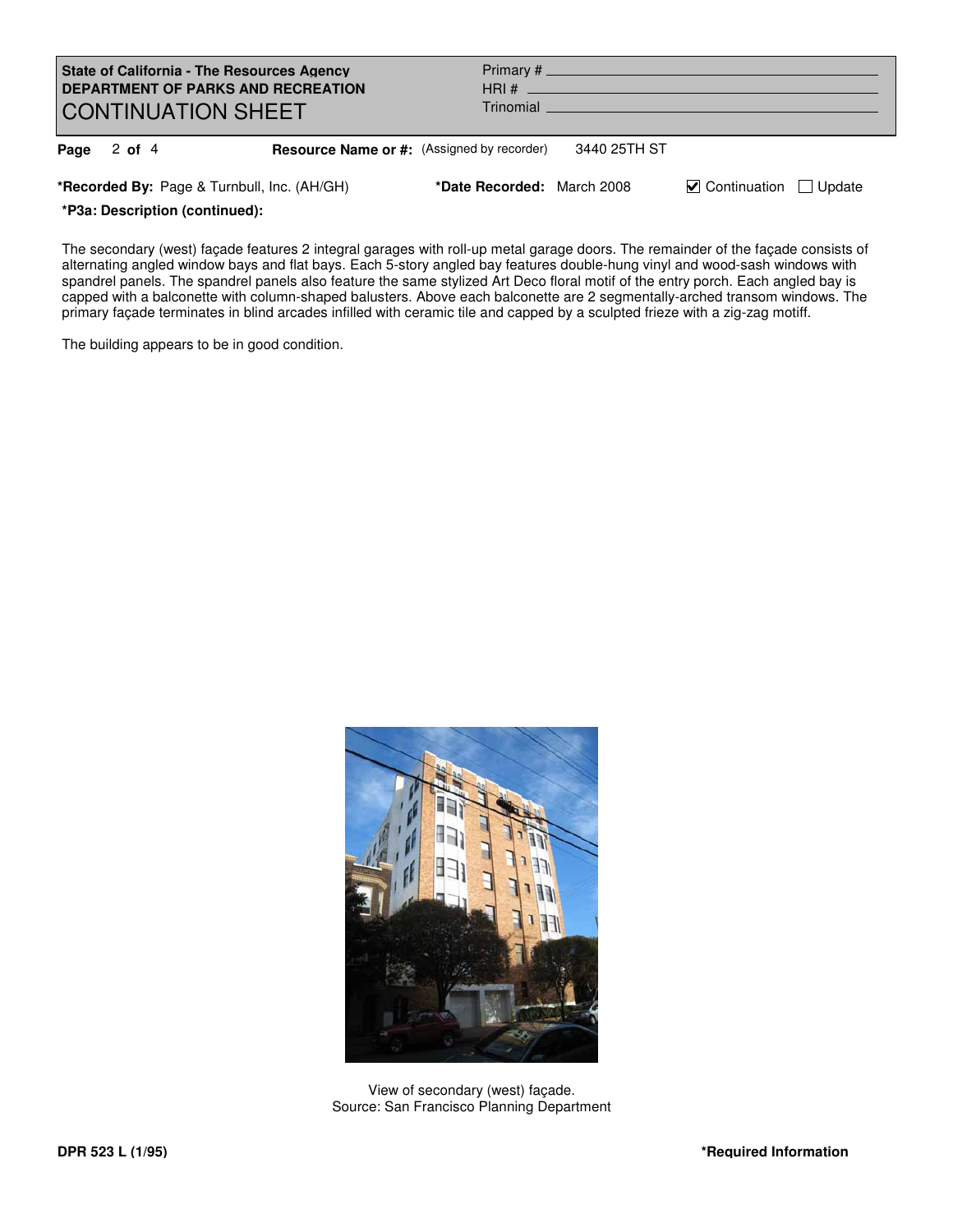**State of California - The Resources Agency**
**DEPARTMENT OF PARKS AND RECREATION**
# CONTINUATION SHEET

Primary #
HRI #
Trinomial

**Page** 2 **of** 4 **Resource Name or #:** (Assigned by recorder) 3440 25TH ST

***Recorded By:** Page & Turnbull, Inc. (AH/GH) ***Date Recorded:** March 2008 ☑ Continuation ☐ Update

***P3a: Description (continued):**

The secondary (west) façade features 2 integral garages with roll-up metal garage doors. The remainder of the façade consists of alternating angled window bays and flat bays. Each 5-story angled bay features double-hung vinyl and wood-sash windows with spandrel panels. The spandrel panels also feature the same stylized Art Deco floral motif of the entry porch. Each angled bay is capped with a balconette with column-shaped balusters. Above each balconette are 2 segmentally-arched transom windows. The primary façade terminates in blind arcades infilled with ceramic tile and capped by a sculpted frieze with a zig-zag motiff.

The building appears to be in good condition.

View of secondary (west) façade.
Source: San Francisco Planning Department

DPR 523 L (1/95) *Required Information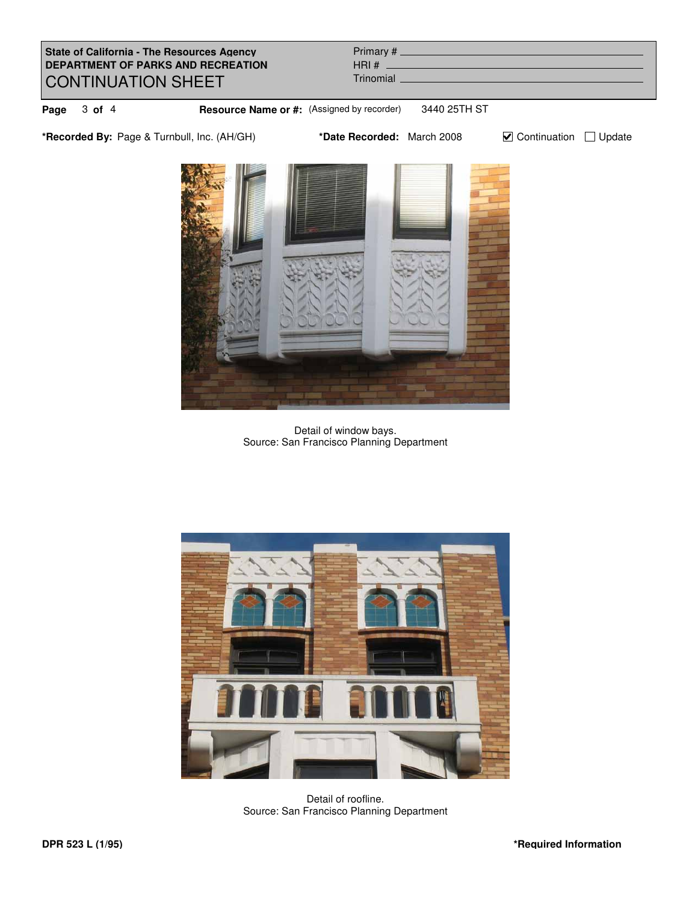State of California - The Resources Agency
**DEPARTMENT OF PARKS AND RECREATION**
# CONTINUATION SHEET

Primary #
HRI #
Trinomial

**Resource Name or #:** (Assigned by recorder) 3440 25TH ST

***Recorded By:** Page & Turnbull, Inc. (AH/GH) ***Date Recorded:** March 2008 ☑ Continuation ☐ Update

Detail of window bays.
Source: San Francisco Planning Department

Detail of roofline.
Source: San Francisco Planning Department

**DPR 523 L (1/95)** ***Required Information**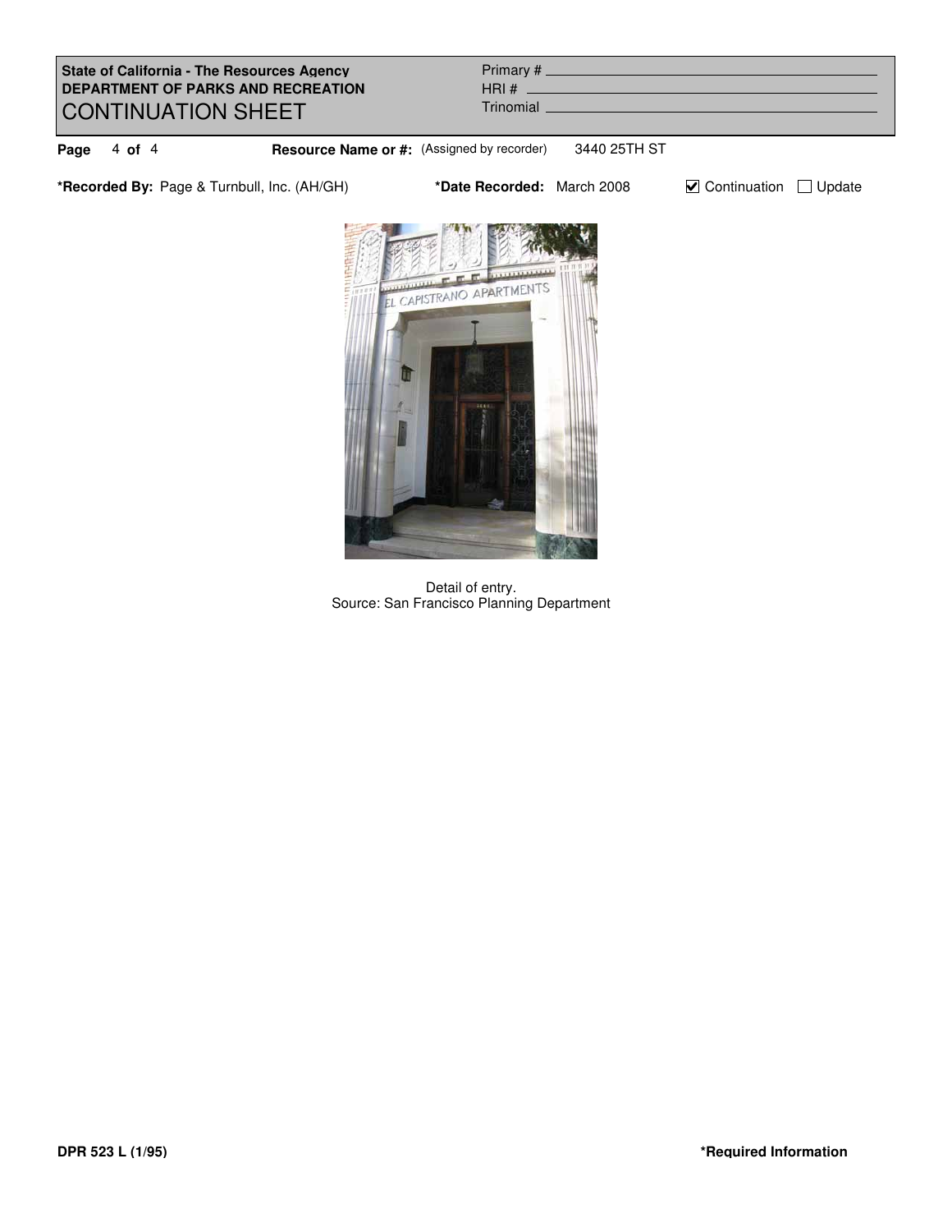**State of California - The Resources Agency**
**DEPARTMENT OF PARKS AND RECREATION**

# CONTINUATION SHEET

Primary #
HRI #
Trinomial

**Page** 4 **of** 4 **Resource Name or #:** (Assigned by recorder) 3440 25TH ST

**\*Recorded By:** Page & Turnbull, Inc. (AH/GH) **\*Date Recorded:** March 2008 ☑ Continuation ☐ Update

Detail of entry.
Source: San Francisco Planning Department

**DPR 523 L (1/95)** **\*Required Information**